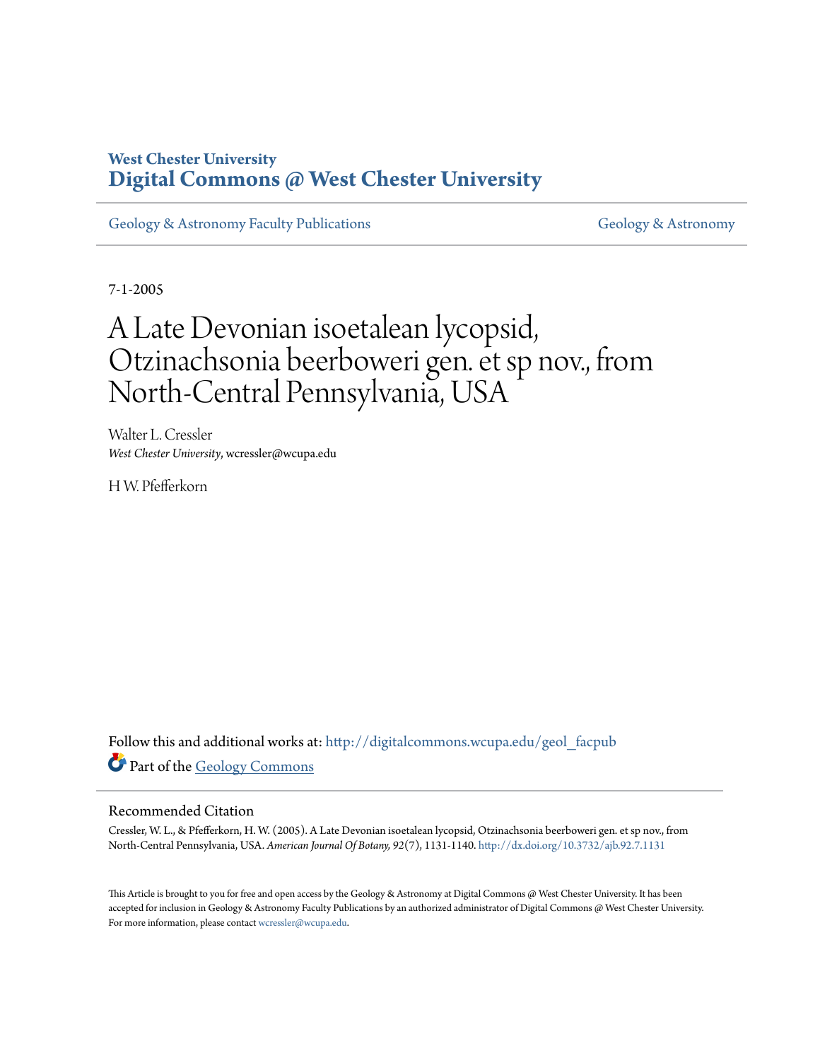West Chester University
**Digital Commons @ West Chester University**

Geology & Astronomy Faculty Publications

Geology & Astronomy

7-1-2005

# A Late Devonian isoetalean lycopsid, Otzinachsonia beerboweri gen. et sp nov., from North-Central Pennsylvania, USA

Walter L. Cressler
*West Chester University*, wcressler@wcupa.edu

H W. Pfefferkorn

Follow this and additional works at: http://digitalcommons.wcupa.edu/geol_facpub

Part of the Geology Commons

## Recommended Citation

Cressler, W. L., & Pfefferkorn, H. W. (2005). A Late Devonian isoetalean lycopsid, Otzinachsonia beerboweri gen. et sp nov., from North-Central Pennsylvania, USA. *American Journal Of Botany, 92*(7), 1131-1140. http://dx.doi.org/10.3732/ajb.92.7.1131

This Article is brought to you for free and open access by the Geology & Astronomy at Digital Commons @ West Chester University. It has been accepted for inclusion in Geology & Astronomy Faculty Publications by an authorized administrator of Digital Commons @ West Chester University. For more information, please contact wcressler@wcupa.edu.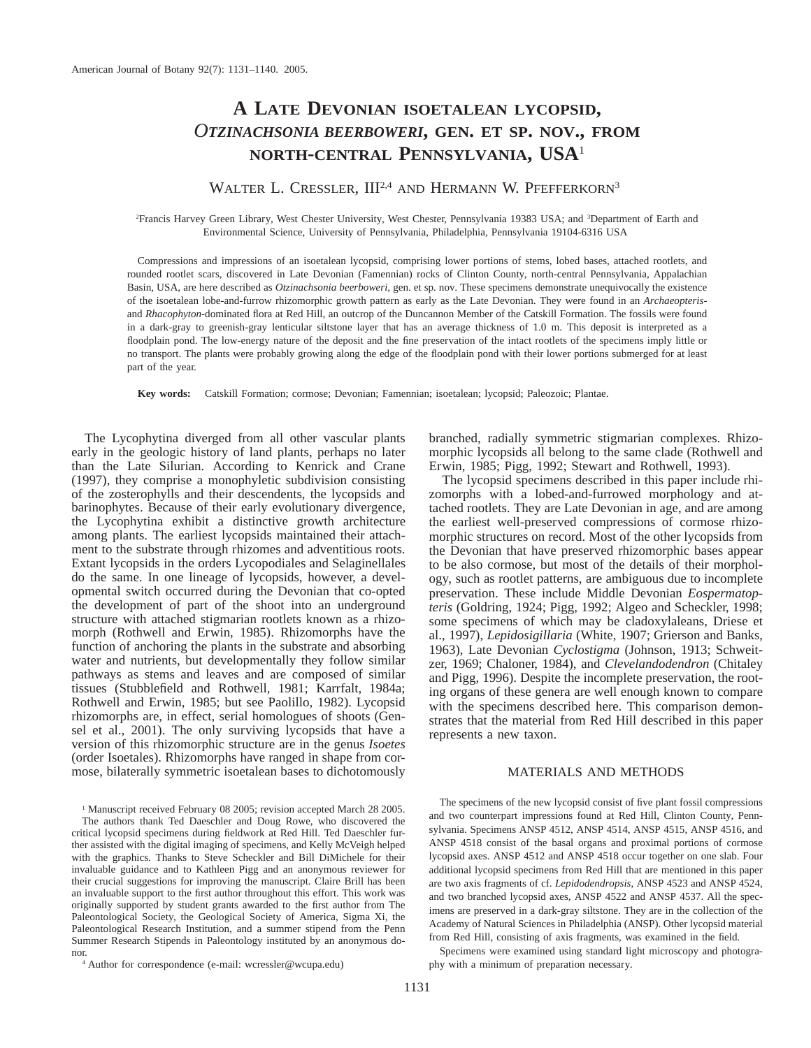# A Late Devonian isoetalean lycopsid, *Otzinachsonia beerboweri*, gen. et sp. nov., from north-central Pennsylvania, USA[1]

Walter L. Cressler, III[2,4] and Hermann W. Pfefferkorn[3]

[2]Francis Harvey Green Library, West Chester University, West Chester, Pennsylvania 19383 USA; and [3]Department of Earth and Environmental Science, University of Pennsylvania, Philadelphia, Pennsylvania 19104-6316 USA

Compressions and impressions of an isoetalean lycopsid, comprising lower portions of stems, lobed bases, attached rootlets, and rounded rootlet scars, discovered in Late Devonian (Famennian) rocks of Clinton County, north-central Pennsylvania, Appalachian Basin, USA, are here described as *Otzinachsonia beerboweri*, gen. et sp. nov. These specimens demonstrate unequivocally the existence of the isoetalean lobe-and-furrow rhizomorphic growth pattern as early as the Late Devonian. They were found in an *Archaeopteris*- and *Rhacophyton*-dominated flora at Red Hill, an outcrop of the Duncannon Member of the Catskill Formation. The fossils were found in a dark-gray to greenish-gray lenticular siltstone layer that has an average thickness of 1.0 m. This deposit is interpreted as a floodplain pond. The low-energy nature of the deposit and the fine preservation of the intact rootlets of the specimens imply little or no transport. The plants were probably growing along the edge of the floodplain pond with their lower portions submerged for at least part of the year.

**Key words:** Catskill Formation; cormose; Devonian; Famennian; isoetalean; lycopsid; Paleozoic; Plantae.

The Lycophytina diverged from all other vascular plants early in the geologic history of land plants, perhaps no later than the Late Silurian. According to Kenrick and Crane (1997), they comprise a monophyletic subdivision consisting of the zosterophylls and their descendents, the lycopsids and barinophytes. Because of their early evolutionary divergence, the Lycophytina exhibit a distinctive growth architecture among plants. The earliest lycopsids maintained their attachment to the substrate through rhizomes and adventitious roots. Extant lycopsids in the orders Lycopodiales and Selaginellales do the same. In one lineage of lycopsids, however, a developmental switch occurred during the Devonian that co-opted the development of part of the shoot into an underground structure with attached stigmarian rootlets known as a rhizomorph (Rothwell and Erwin, 1985). Rhizomorphs have the function of anchoring the plants in the substrate and absorbing water and nutrients, but developmentally they follow similar pathways as stems and leaves and are composed of similar tissues (Stubblefield and Rothwell, 1981; Karrfalt, 1984a; Rothwell and Erwin, 1985; but see Paolillo, 1982). Lycopsid rhizomorphs are, in effect, serial homologues of shoots (Gensel et al., 2001). The only surviving lycopsids that have a version of this rhizomorphic structure are in the genus *Isoetes* (order Isoetales). Rhizomorphs have ranged in shape from cormose, bilaterally symmetric isoetalean bases to dichotomously branched, radially symmetric stigmarian complexes. Rhizomorphic lycopsids all belong to the same clade (Rothwell and Erwin, 1985; Pigg, 1992; Stewart and Rothwell, 1993).

The lycopsid specimens described in this paper include rhizomorphs with a lobed-and-furrowed morphology and attached rootlets. They are Late Devonian in age, and are among the earliest well-preserved compressions of cormose rhizomorphic structures on record. Most of the other lycopsids from the Devonian that have preserved rhizomorphic bases appear to be also cormose, but most of the details of their morphology, such as rootlet patterns, are ambiguous due to incomplete preservation. These include Middle Devonian *Eospermatopteris* (Goldring, 1924; Pigg, 1992; Algeo and Scheckler, 1998; some specimens of which may be cladoxylaleans, Driese et al., 1997), *Lepidosigillaria* (White, 1907; Grierson and Banks, 1963), Late Devonian *Cyclostigma* (Johnson, 1913; Schweitzer, 1969; Chaloner, 1984), and *Clevelandodendron* (Chitaley and Pigg, 1996). Despite the incomplete preservation, the rooting organs of these genera are well enough known to compare with the specimens described here. This comparison demonstrates that the material from Red Hill described in this paper represents a new taxon.

## MATERIALS AND METHODS

The specimens of the new lycopsid consist of five plant fossil compressions and two counterpart impressions found at Red Hill, Clinton County, Pennsylvania. Specimens ANSP 4512, ANSP 4514, ANSP 4515, ANSP 4516, and ANSP 4518 consist of the basal organs and proximal portions of cormose lycopsid axes. ANSP 4512 and ANSP 4518 occur together on one slab. Four additional lycopsid specimens from Red Hill that are mentioned in this paper are two axis fragments of cf. *Lepidodendropsis*, ANSP 4523 and ANSP 4524, and two branched lycopsid axes, ANSP 4522 and ANSP 4537. All the specimens are preserved in a dark-gray siltstone. They are in the collection of the Academy of Natural Sciences in Philadelphia (ANSP). Other lycopsid material from Red Hill, consisting of axis fragments, was examined in the field.

Specimens were examined using standard light microscopy and photography with a minimum of preparation necessary.

---

[1] Manuscript received February 08 2005; revision accepted March 28 2005.

The authors thank Ted Daeschler and Doug Rowe, who discovered the critical lycopsid specimens during fieldwork at Red Hill. Ted Daeschler further assisted with the digital imaging of specimens, and Kelly McVeigh helped with the graphics. Thanks to Steve Scheckler and Bill DiMichele for their invaluable guidance and to Kathleen Pigg and an anonymous reviewer for their crucial suggestions for improving the manuscript. Claire Brill has been an invaluable support to the first author throughout this effort. This work was originally supported by student grants awarded to the first author from The Paleontological Society, the Geological Society of America, Sigma Xi, the Paleontological Research Institution, and a summer stipend from the Penn Summer Research Stipends in Paleontology instituted by an anonymous donor.

[4] Author for correspondence (e-mail: wcressler@wcupa.edu)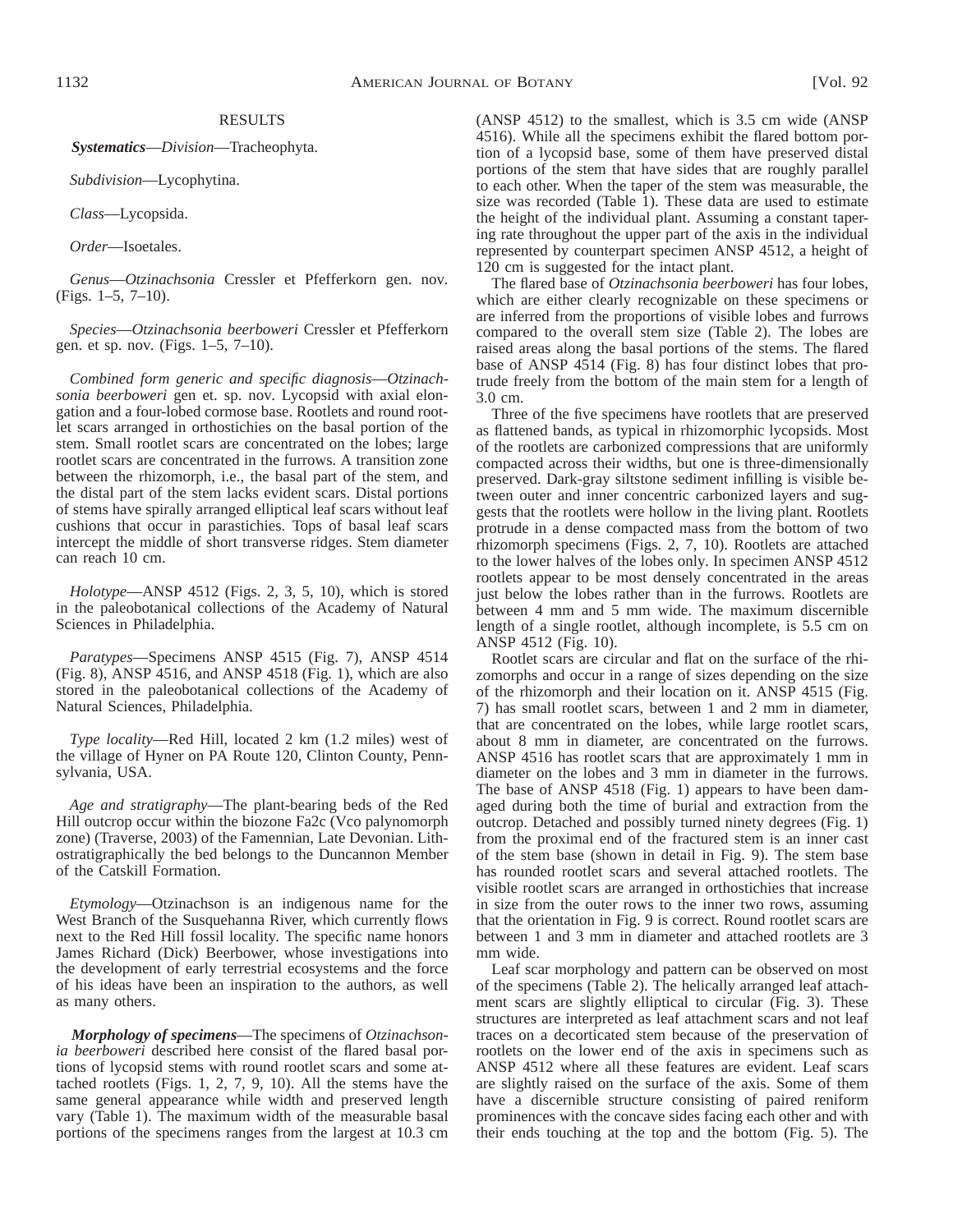## RESULTS

***Systematics***—*Division*—Tracheophyta.

*Subdivision*—Lycophytina.

*Class*—Lycopsida.

*Order*—Isoetales.

*Genus*—*Otzinachsonia* Cressler et Pfefferkorn gen. nov. (Figs. 1–5, 7–10).

*Species*—*Otzinachsonia beerboweri* Cressler et Pfefferkorn gen. et sp. nov. (Figs. 1–5, 7–10).

*Combined form generic and specific diagnosis*—*Otzinachsonia beerboweri* gen et. sp. nov. Lycopsid with axial elongation and a four-lobed cormose base. Rootlets and round rootlet scars arranged in orthostichies on the basal portion of the stem. Small rootlet scars are concentrated on the lobes; large rootlet scars are concentrated in the furrows. A transition zone between the rhizomorph, i.e., the basal part of the stem, and the distal part of the stem lacks evident scars. Distal portions of stems have spirally arranged elliptical leaf scars without leaf cushions that occur in parastichies. Tops of basal leaf scars intercept the middle of short transverse ridges. Stem diameter can reach 10 cm.

*Holotype*—ANSP 4512 (Figs. 2, 3, 5, 10), which is stored in the paleobotanical collections of the Academy of Natural Sciences in Philadelphia.

*Paratypes*—Specimens ANSP 4515 (Fig. 7), ANSP 4514 (Fig. 8), ANSP 4516, and ANSP 4518 (Fig. 1), which are also stored in the paleobotanical collections of the Academy of Natural Sciences, Philadelphia.

*Type locality*—Red Hill, located 2 km (1.2 miles) west of the village of Hyner on PA Route 120, Clinton County, Pennsylvania, USA.

*Age and stratigraphy*—The plant-bearing beds of the Red Hill outcrop occur within the biozone Fa2c (Vco palynomorph zone) (Traverse, 2003) of the Famennian, Late Devonian. Lithostratigraphically the bed belongs to the Duncannon Member of the Catskill Formation.

*Etymology*—Otzinachson is an indigenous name for the West Branch of the Susquehanna River, which currently flows next to the Red Hill fossil locality. The specific name honors James Richard (Dick) Beerbower, whose investigations into the development of early terrestrial ecosystems and the force of his ideas have been an inspiration to the authors, as well as many others.

***Morphology of specimens***—The specimens of *Otzinachsonia beerboweri* described here consist of the flared basal portions of lycopsid stems with round rootlet scars and some attached rootlets (Figs. 1, 2, 7, 9, 10). All the stems have the same general appearance while width and preserved length vary (Table 1). The maximum width of the measurable basal portions of the specimens ranges from the largest at 10.3 cm (ANSP 4512) to the smallest, which is 3.5 cm wide (ANSP 4516). While all the specimens exhibit the flared bottom portion of a lycopsid base, some of them have preserved distal portions of the stem that have sides that are roughly parallel to each other. When the taper of the stem was measurable, the size was recorded (Table 1). These data are used to estimate the height of the individual plant. Assuming a constant tapering rate throughout the upper part of the axis in the individual represented by counterpart specimen ANSP 4512, a height of 120 cm is suggested for the intact plant.

The flared base of *Otzinachsonia beerboweri* has four lobes, which are either clearly recognizable on these specimens or are inferred from the proportions of visible lobes and furrows compared to the overall stem size (Table 2). The lobes are raised areas along the basal portions of the stems. The flared base of ANSP 4514 (Fig. 8) has four distinct lobes that protrude freely from the bottom of the main stem for a length of 3.0 cm.

Three of the five specimens have rootlets that are preserved as flattened bands, as typical in rhizomorphic lycopsids. Most of the rootlets are carbonized compressions that are uniformly compacted across their widths, but one is three-dimensionally preserved. Dark-gray siltstone sediment infilling is visible between outer and inner concentric carbonized layers and suggests that the rootlets were hollow in the living plant. Rootlets protrude in a dense compacted mass from the bottom of two rhizomorph specimens (Figs. 2, 7, 10). Rootlets are attached to the lower halves of the lobes only. In specimen ANSP 4512 rootlets appear to be most densely concentrated in the areas just below the lobes rather than in the furrows. Rootlets are between 4 mm and 5 mm wide. The maximum discernible length of a single rootlet, although incomplete, is 5.5 cm on ANSP 4512 (Fig. 10).

Rootlet scars are circular and flat on the surface of the rhizomorphs and occur in a range of sizes depending on the size of the rhizomorph and their location on it. ANSP 4515 (Fig. 7) has small rootlet scars, between 1 and 2 mm in diameter, that are concentrated on the lobes, while large rootlet scars, about 8 mm in diameter, are concentrated on the furrows. ANSP 4516 has rootlet scars that are approximately 1 mm in diameter on the lobes and 3 mm in diameter in the furrows. The base of ANSP 4518 (Fig. 1) appears to have been damaged during both the time of burial and extraction from the outcrop. Detached and possibly turned ninety degrees (Fig. 1) from the proximal end of the fractured stem is an inner cast of the stem base (shown in detail in Fig. 9). The stem base has rounded rootlet scars and several attached rootlets. The visible rootlet scars are arranged in orthostichies that increase in size from the outer rows to the inner two rows, assuming that the orientation in Fig. 9 is correct. Round rootlet scars are between 1 and 3 mm in diameter and attached rootlets are 3 mm wide.

Leaf scar morphology and pattern can be observed on most of the specimens (Table 2). The helically arranged leaf attachment scars are slightly elliptical to circular (Fig. 3). These structures are interpreted as leaf attachment scars and not leaf traces on a decorticated stem because of the preservation of rootlets on the lower end of the axis in specimens such as ANSP 4512 where all these features are evident. Leaf scars are slightly raised on the surface of the axis. Some of them have a discernible structure consisting of paired reniform prominences with the concave sides facing each other and with their ends touching at the top and the bottom (Fig. 5). The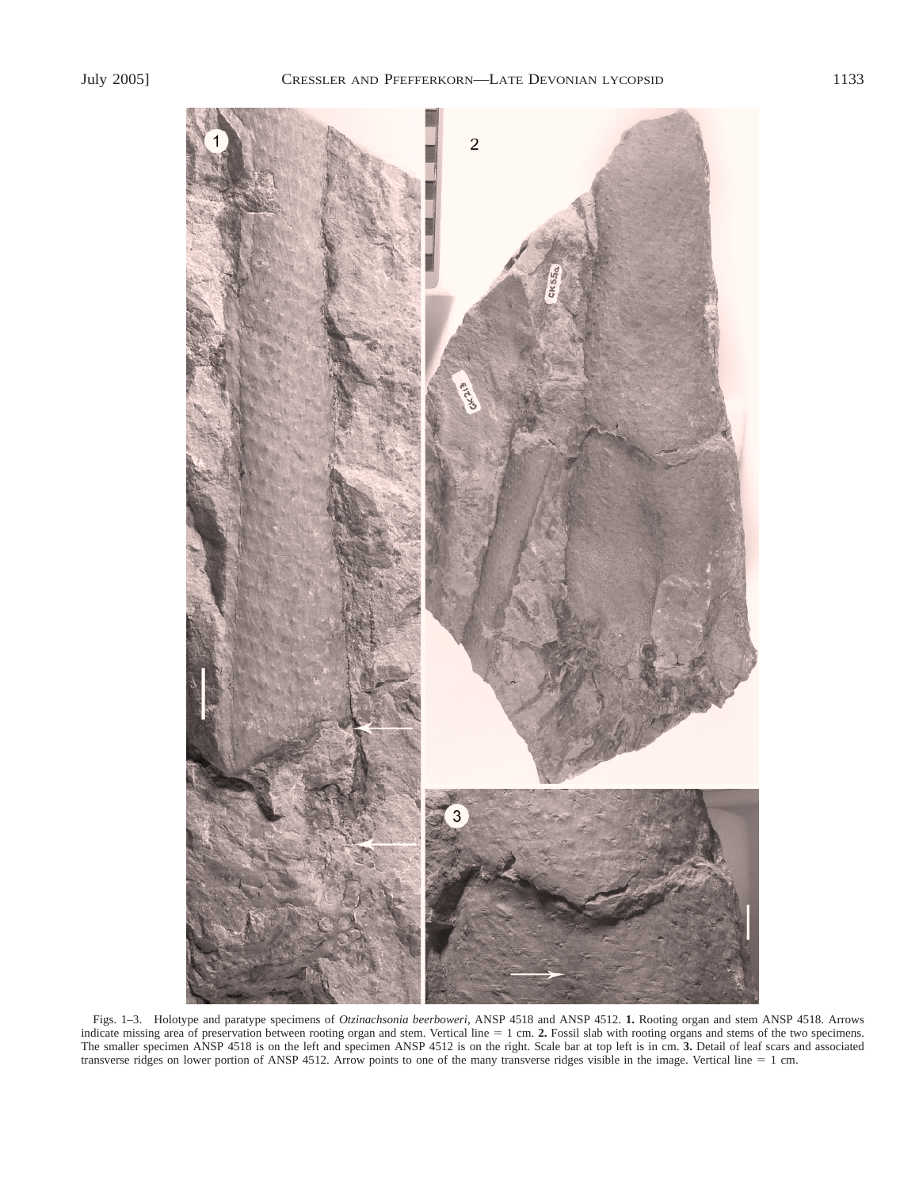Figs. 1–3. Holotype and paratype specimens of *Otzinachsonia beerboweri*, ANSP 4518 and ANSP 4512. **1.** Rooting organ and stem ANSP 4518. Arrows indicate missing area of preservation between rooting organ and stem. Vertical line = 1 cm. **2.** Fossil slab with rooting organs and stems of the two specimens. The smaller specimen ANSP 4518 is on the left and specimen ANSP 4512 is on the right. Scale bar at top left is in cm. **3.** Detail of leaf scars and associated transverse ridges on lower portion of ANSP 4512. Arrow points to one of the many transverse ridges visible in the image. Vertical line = 1 cm.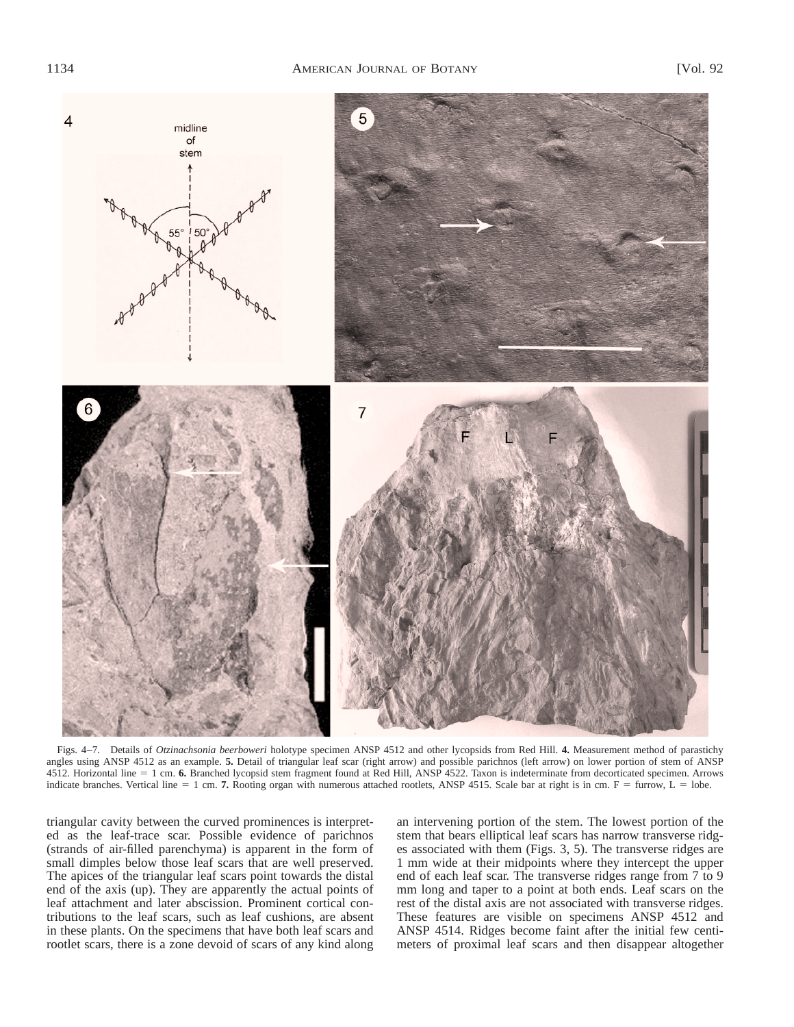Figs. 4–7. Details of *Otzinachsonia beerboweri* holotype specimen ANSP 4512 and other lycopsids from Red Hill. **4.** Measurement method of parastichy angles using ANSP 4512 as an example. **5.** Detail of triangular leaf scar (right arrow) and possible parichnos (left arrow) on lower portion of stem of ANSP 4512. Horizontal line = 1 cm. **6.** Branched lycopsid stem fragment found at Red Hill, ANSP 4522. Taxon is indeterminate from decorticated specimen. Arrows indicate branches. Vertical line = 1 cm. **7.** Rooting organ with numerous attached rootlets, ANSP 4515. Scale bar at right is in cm. F = furrow, L = lobe.

triangular cavity between the curved prominences is interpreted as the leaf-trace scar. Possible evidence of parichnos (strands of air-filled parenchyma) is apparent in the form of small dimples below those leaf scars that are well preserved. The apices of the triangular leaf scars point towards the distal end of the axis (up). They are apparently the actual points of leaf attachment and later abscission. Prominent cortical contributions to the leaf scars, such as leaf cushions, are absent in these plants. On the specimens that have both leaf scars and rootlet scars, there is a zone devoid of scars of any kind along an intervening portion of the stem. The lowest portion of the stem that bears elliptical leaf scars has narrow transverse ridges associated with them (Figs. 3, 5). The transverse ridges are 1 mm wide at their midpoints where they intercept the upper end of each leaf scar. The transverse ridges range from 7 to 9 mm long and taper to a point at both ends. Leaf scars on the rest of the distal axis are not associated with transverse ridges. These features are visible on specimens ANSP 4512 and ANSP 4514. Ridges become faint after the initial few centimeters of proximal leaf scars and then disappear altogether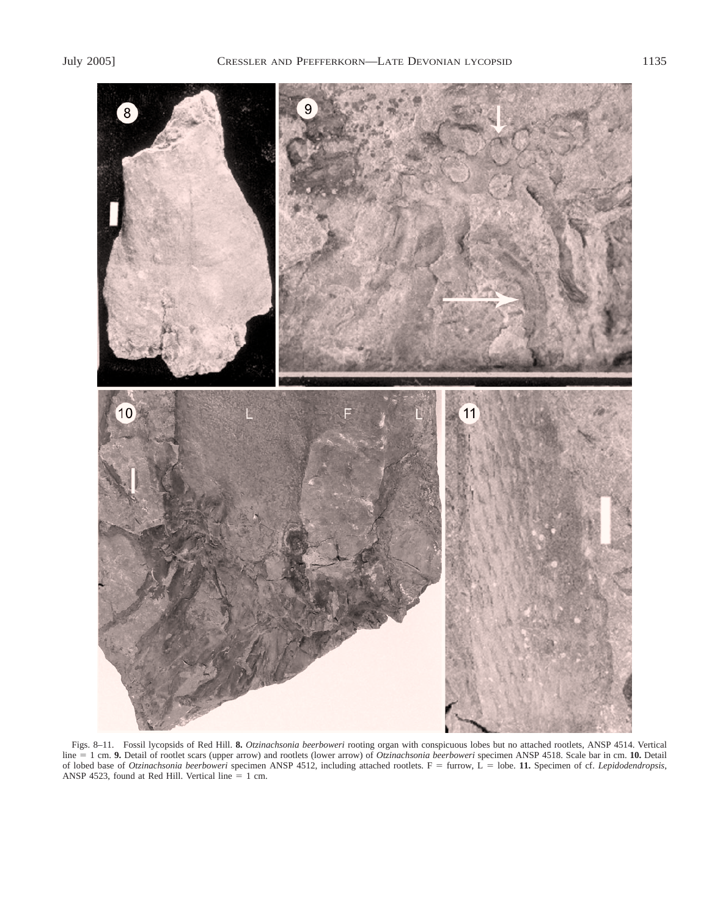Figs. 8–11. Fossil lycopsids of Red Hill. **8.** *Otzinachsonia beerboweri* rooting organ with conspicuous lobes but no attached rootlets, ANSP 4514. Vertical line = 1 cm. **9.** Detail of rootlet scars (upper arrow) and rootlets (lower arrow) of *Otzinachsonia beerboweri* specimen ANSP 4518. Scale bar in cm. **10.** Detail of lobed base of *Otzinachsonia beerboweri* specimen ANSP 4512, including attached rootlets. F = furrow, L = lobe. **11.** Specimen of cf. *Lepidodendropsis*, ANSP 4523, found at Red Hill. Vertical line = 1 cm.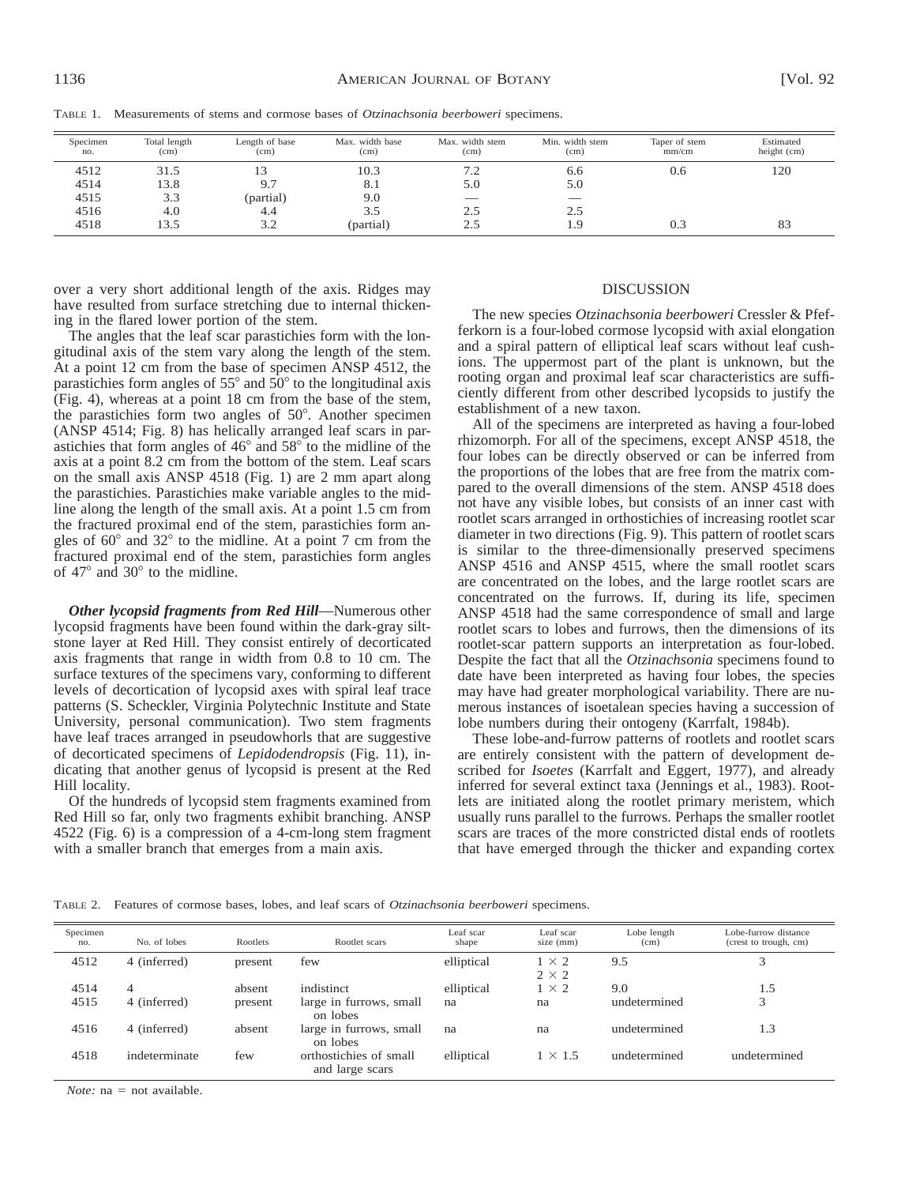TABLE 1. Measurements of stems and cormose bases of *Otzinachsonia beerboweri* specimens.

| Specimen no. | Total length (cm) | Length of base (cm) | Max. width base (cm) | Max. width stem (cm) | Min. width stem (cm) | Taper of stem mm/cm | Estimated height (cm) |
|---|---|---|---|---|---|---|---|
| 4512 | 31.5 | 13 | 10.3 | 7.2 | 6.6 | 0.6 | 120 |
| 4514 | 13.8 | 9.7 | 8.1 | 5.0 | 5.0 | | |
| 4515 | 3.3 | (partial) | 9.0 | — | — | | |
| 4516 | 4.0 | 4.4 | 3.5 | 2.5 | 2.5 | | |
| 4518 | 13.5 | 3.2 | (partial) | 2.5 | 1.9 | 0.3 | 83 |

over a very short additional length of the axis. Ridges may have resulted from surface stretching due to internal thickening in the flared lower portion of the stem.

The angles that the leaf scar parastichies form with the longitudinal axis of the stem vary along the length of the stem. At a point 12 cm from the base of specimen ANSP 4512, the parastichies form angles of 55° and 50° to the longitudinal axis (Fig. 4), whereas at a point 18 cm from the base of the stem, the parastichies form two angles of 50°. Another specimen (ANSP 4514; Fig. 8) has helically arranged leaf scars in parastichies that form angles of 46° and 58° to the midline of the axis at a point 8.2 cm from the bottom of the stem. Leaf scars on the small axis ANSP 4518 (Fig. 1) are 2 mm apart along the parastichies. Parastichies make variable angles to the midline along the length of the small axis. At a point 1.5 cm from the fractured proximal end of the stem, parastichies form angles of 60° and 32° to the midline. At a point 7 cm from the fractured proximal end of the stem, parastichies form angles of 47° and 30° to the midline.

***Other lycopsid fragments from Red Hill***—Numerous other lycopsid fragments have been found within the dark-gray siltstone layer at Red Hill. They consist entirely of decorticated axis fragments that range in width from 0.8 to 10 cm. The surface textures of the specimens vary, conforming to different levels of decortication of lycopsid axes with spiral leaf trace patterns (S. Scheckler, Virginia Polytechnic Institute and State University, personal communication). Two stem fragments have leaf traces arranged in pseudowhorls that are suggestive of decorticated specimens of *Lepidodendropsis* (Fig. 11), indicating that another genus of lycopsid is present at the Red Hill locality.

Of the hundreds of lycopsid stem fragments examined from Red Hill so far, only two fragments exhibit branching. ANSP 4522 (Fig. 6) is a compression of a 4-cm-long stem fragment with a smaller branch that emerges from a main axis.

## DISCUSSION

The new species *Otzinachsonia beerboweri* Cressler & Pfefferkorn is a four-lobed cormose lycopsid with axial elongation and a spiral pattern of elliptical leaf scars without leaf cushions. The uppermost part of the plant is unknown, but the rooting organ and proximal leaf scar characteristics are sufficiently different from other described lycopsids to justify the establishment of a new taxon.

All of the specimens are interpreted as having a four-lobed rhizomorph. For all of the specimens, except ANSP 4518, the four lobes can be directly observed or can be inferred from the proportions of the lobes that are free from the matrix compared to the overall dimensions of the stem. ANSP 4518 does not have any visible lobes, but consists of an inner cast with rootlet scars arranged in orthostichies of increasing rootlet scar diameter in two directions (Fig. 9). This pattern of rootlet scars is similar to the three-dimensionally preserved specimens ANSP 4516 and ANSP 4515, where the small rootlet scars are concentrated on the lobes, and the large rootlet scars are concentrated on the furrows. If, during its life, specimen ANSP 4518 had the same correspondence of small and large rootlet scars to lobes and furrows, then the dimensions of its rootlet-scar pattern supports an interpretation as four-lobed. Despite the fact that all the *Otzinachsonia* specimens found to date have been interpreted as having four lobes, the species may have had greater morphological variability. There are numerous instances of isoetalean species having a succession of lobe numbers during their ontogeny (Karrfalt, 1984b).

These lobe-and-furrow patterns of rootlets and rootlet scars are entirely consistent with the pattern of development described for *Isoetes* (Karrfalt and Eggert, 1977), and already inferred for several extinct taxa (Jennings et al., 1983). Rootlets are initiated along the rootlet primary meristem, which usually runs parallel to the furrows. Perhaps the smaller rootlet scars are traces of the more constricted distal ends of rootlets that have emerged through the thicker and expanding cortex

TABLE 2. Features of cormose bases, lobes, and leaf scars of *Otzinachsonia beerboweri* specimens.

| Specimen no. | No. of lobes | Rootlets | Rootlet scars | Leaf scar shape | Leaf scar size (mm) | Lobe length (cm) | Lobe-furrow distance (crest to trough, cm) |
|---|---|---|---|---|---|---|---|
| 4512 | 4 (inferred) | present | few | elliptical | 1 × 2<br>2 × 2 | 9.5 | 3 |
| 4514 | 4 | absent | indistinct | elliptical | 1 × 2 | 9.0 | 1.5 |
| 4515 | 4 (inferred) | present | large in furrows, small on lobes | na | na | undetermined | 3 |
| 4516 | 4 (inferred) | absent | large in furrows, small on lobes | na | na | undetermined | 1.3 |
| 4518 | indeterminate | few | orthostichies of small and large scars | elliptical | 1 × 1.5 | undetermined | undetermined |

*Note:* na = not available.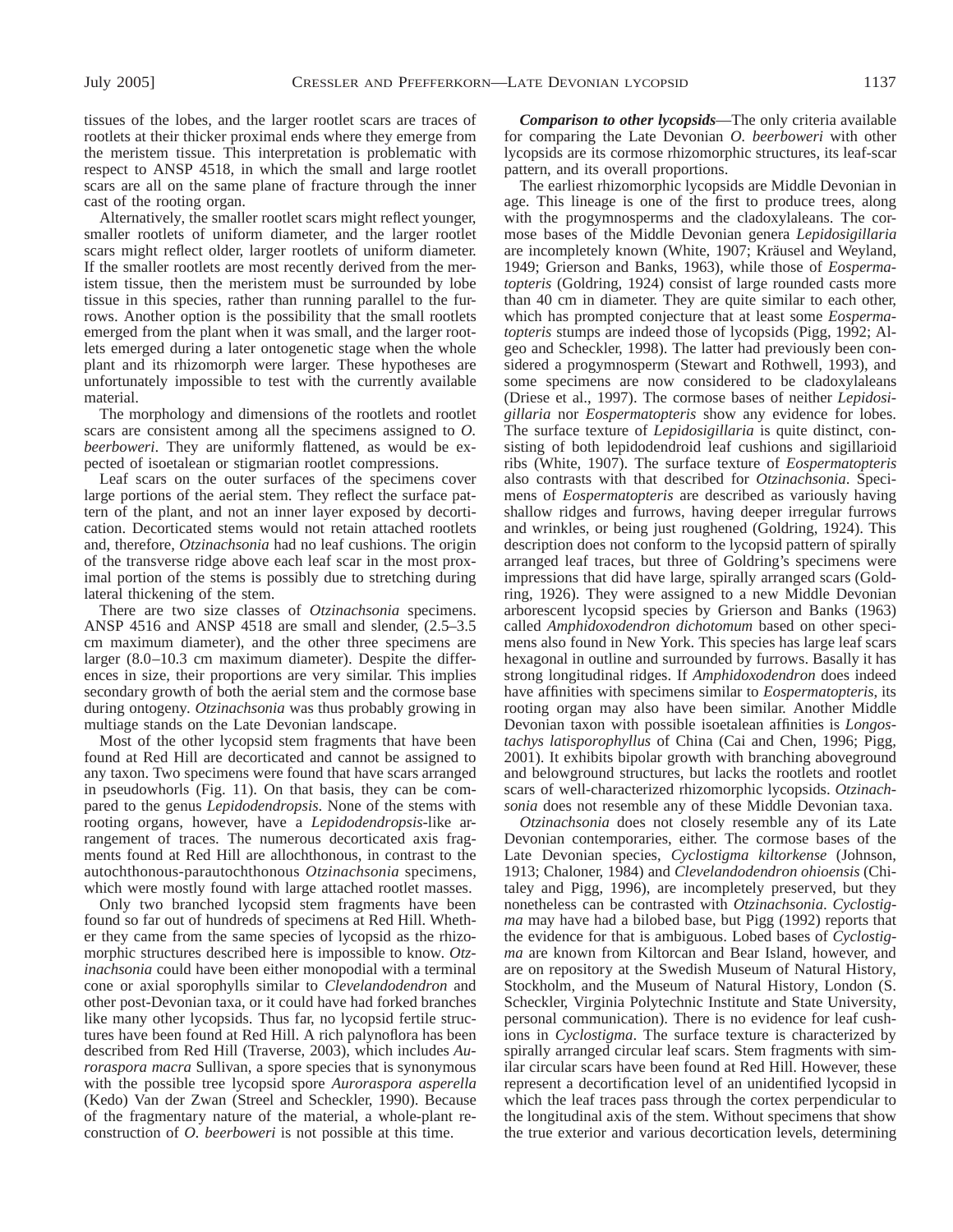tissues of the lobes, and the larger rootlet scars are traces of rootlets at their thicker proximal ends where they emerge from the meristem tissue. This interpretation is problematic with respect to ANSP 4518, in which the small and large rootlet scars are all on the same plane of fracture through the inner cast of the rooting organ.

Alternatively, the smaller rootlet scars might reflect younger, smaller rootlets of uniform diameter, and the larger rootlet scars might reflect older, larger rootlets of uniform diameter. If the smaller rootlets are most recently derived from the meristem tissue, then the meristem must be surrounded by lobe tissue in this species, rather than running parallel to the furrows. Another option is the possibility that the small rootlets emerged from the plant when it was small, and the larger rootlets emerged during a later ontogenetic stage when the whole plant and its rhizomorph were larger. These hypotheses are unfortunately impossible to test with the currently available material.

The morphology and dimensions of the rootlets and rootlet scars are consistent among all the specimens assigned to *O. beerboweri*. They are uniformly flattened, as would be expected of isoetalean or stigmarian rootlet compressions.

Leaf scars on the outer surfaces of the specimens cover large portions of the aerial stem. They reflect the surface pattern of the plant, and not an inner layer exposed by decortication. Decorticated stems would not retain attached rootlets and, therefore, *Otzinachsonia* had no leaf cushions. The origin of the transverse ridge above each leaf scar in the most proximal portion of the stems is possibly due to stretching during lateral thickening of the stem.

There are two size classes of *Otzinachsonia* specimens. ANSP 4516 and ANSP 4518 are small and slender, (2.5–3.5 cm maximum diameter), and the other three specimens are larger (8.0–10.3 cm maximum diameter). Despite the differences in size, their proportions are very similar. This implies secondary growth of both the aerial stem and the cormose base during ontogeny. *Otzinachsonia* was thus probably growing in multiage stands on the Late Devonian landscape.

Most of the other lycopsid stem fragments that have been found at Red Hill are decorticated and cannot be assigned to any taxon. Two specimens were found that have scars arranged in pseudowhorls (Fig. 11). On that basis, they can be compared to the genus *Lepidodendropsis*. None of the stems with rooting organs, however, have a *Lepidodendropsis*-like arrangement of traces. The numerous decorticated axis fragments found at Red Hill are allochthonous, in contrast to the autochthonous-parautochthonous *Otzinachsonia* specimens, which were mostly found with large attached rootlet masses.

Only two branched lycopsid stem fragments have been found so far out of hundreds of specimens at Red Hill. Whether they came from the same species of lycopsid as the rhizomorphic structures described here is impossible to know. *Otzinachsonia* could have been either monopodial with a terminal cone or axial sporophylls similar to *Clevelandodendron* and other post-Devonian taxa, or it could have had forked branches like many other lycopsids. Thus far, no lycopsid fertile structures have been found at Red Hill. A rich palynoflora has been described from Red Hill (Traverse, 2003), which includes *Auroraspora macra* Sullivan, a spore species that is synonymous with the possible tree lycopsid spore *Auroraspora asperella* (Kedo) Van der Zwan (Streel and Scheckler, 1990). Because of the fragmentary nature of the material, a whole-plant reconstruction of *O. beerboweri* is not possible at this time.

***Comparison to other lycopsids***—The only criteria available for comparing the Late Devonian *O. beerboweri* with other lycopsids are its cormose rhizomorphic structures, its leaf-scar pattern, and its overall proportions.

The earliest rhizomorphic lycopsids are Middle Devonian in age. This lineage is one of the first to produce trees, along with the progymnosperms and the cladoxylaleans. The cormose bases of the Middle Devonian genera *Lepidosigillaria* are incompletely known (White, 1907; Kräusel and Weyland, 1949; Grierson and Banks, 1963), while those of *Eospermatopteris* (Goldring, 1924) consist of large rounded casts more than 40 cm in diameter. They are quite similar to each other, which has prompted conjecture that at least some *Eospermatopteris* stumps are indeed those of lycopsids (Pigg, 1992; Algeo and Scheckler, 1998). The latter had previously been considered a progymnosperm (Stewart and Rothwell, 1993), and some specimens are now considered to be cladoxylaleans (Driese et al., 1997). The cormose bases of neither *Lepidosigillaria* nor *Eospermatopteris* show any evidence for lobes. The surface texture of *Lepidosigillaria* is quite distinct, consisting of both lepidodendroid leaf cushions and sigillarioid ribs (White, 1907). The surface texture of *Eospermatopteris* also contrasts with that described for *Otzinachsonia*. Specimens of *Eospermatopteris* are described as variously having shallow ridges and furrows, having deeper irregular furrows and wrinkles, or being just roughened (Goldring, 1924). This description does not conform to the lycopsid pattern of spirally arranged leaf traces, but three of Goldring's specimens were impressions that did have large, spirally arranged scars (Goldring, 1926). They were assigned to a new Middle Devonian arborescent lycopsid species by Grierson and Banks (1963) called *Amphidoxodendron dichotomum* based on other specimens also found in New York. This species has large leaf scars hexagonal in outline and surrounded by furrows. Basally it has strong longitudinal ridges. If *Amphidoxodendron* does indeed have affinities with specimens similar to *Eospermatopteris*, its rooting organ may also have been similar. Another Middle Devonian taxon with possible isoetalean affinities is *Longostachys latisporophyllus* of China (Cai and Chen, 1996; Pigg, 2001). It exhibits bipolar growth with branching aboveground and belowground structures, but lacks the rootlets and rootlet scars of well-characterized rhizomorphic lycopsids. *Otzinachsonia* does not resemble any of these Middle Devonian taxa.

*Otzinachsonia* does not closely resemble any of its Late Devonian contemporaries, either. The cormose bases of the Late Devonian species, *Cyclostigma kiltorkense* (Johnson, 1913; Chaloner, 1984) and *Clevelandodendron ohioensis* (Chitaley and Pigg, 1996), are incompletely preserved, but they nonetheless can be contrasted with *Otzinachsonia*. *Cyclostigma* may have had a bilobed base, but Pigg (1992) reports that the evidence for that is ambiguous. Lobed bases of *Cyclostigma* are known from Kiltorcan and Bear Island, however, and are on repository at the Swedish Museum of Natural History, Stockholm, and the Museum of Natural History, London (S. Scheckler, Virginia Polytechnic Institute and State University, personal communication). There is no evidence for leaf cushions in *Cyclostigma*. The surface texture is characterized by spirally arranged circular leaf scars. Stem fragments with similar circular scars have been found at Red Hill. However, these represent a decortification level of an unidentified lycopsid in which the leaf traces pass through the cortex perpendicular to the longitudinal axis of the stem. Without specimens that show the true exterior and various decortication levels, determining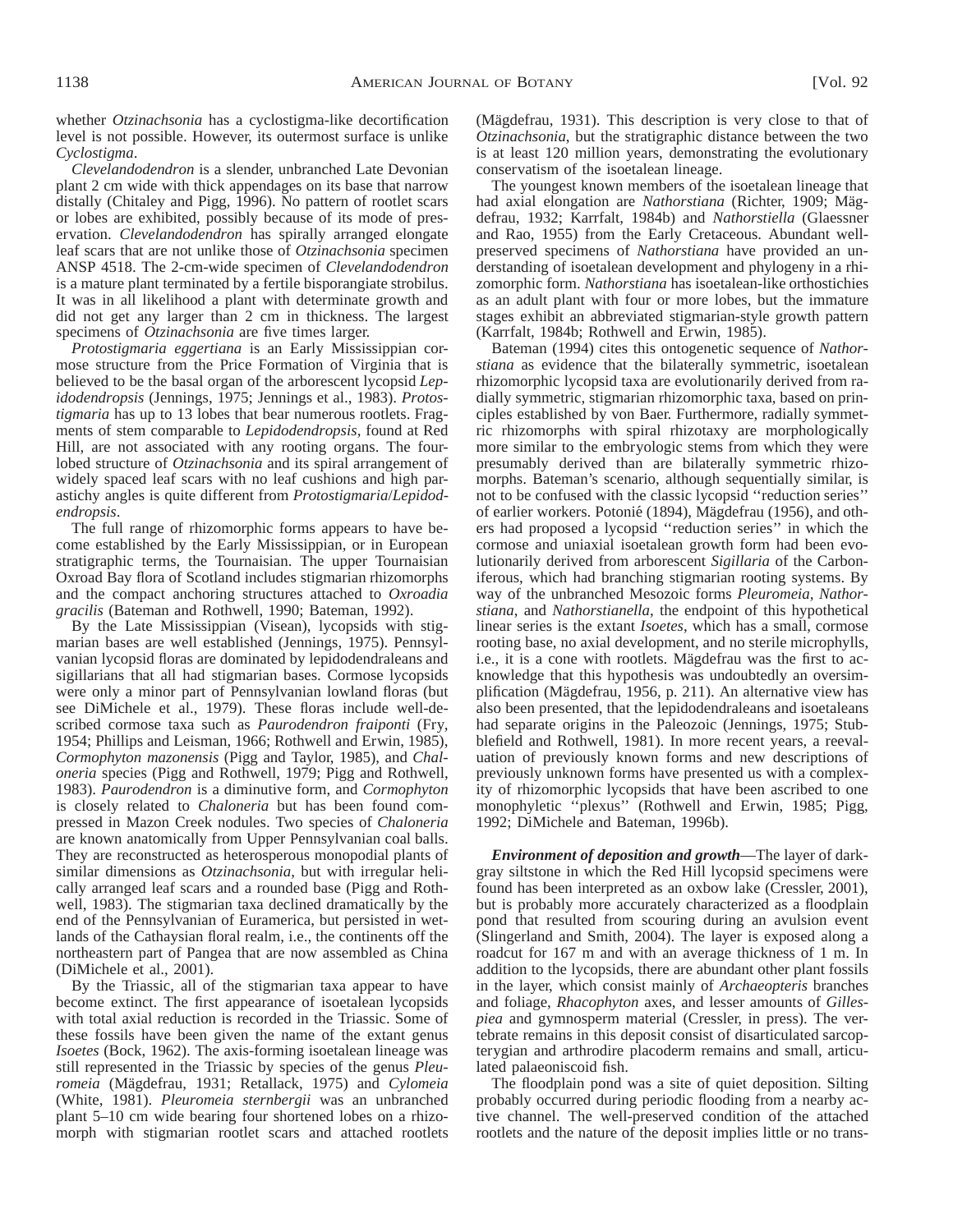whether *Otzinachsonia* has a cyclostigma-like decortification level is not possible. However, its outermost surface is unlike *Cyclostigma*.

*Clevelandodendron* is a slender, unbranched Late Devonian plant 2 cm wide with thick appendages on its base that narrow distally (Chitaley and Pigg, 1996). No pattern of rootlet scars or lobes are exhibited, possibly because of its mode of preservation. *Clevelandodendron* has spirally arranged elongate leaf scars that are not unlike those of *Otzinachsonia* specimen ANSP 4518. The 2-cm-wide specimen of *Clevelandodendron* is a mature plant terminated by a fertile bisporangiate strobilus. It was in all likelihood a plant with determinate growth and did not get any larger than 2 cm in thickness. The largest specimens of *Otzinachsonia* are five times larger.

*Protostigmaria eggertiana* is an Early Mississippian cormose structure from the Price Formation of Virginia that is believed to be the basal organ of the arborescent lycopsid *Lepidodendropsis* (Jennings, 1975; Jennings et al., 1983). *Protostigmaria* has up to 13 lobes that bear numerous rootlets. Fragments of stem comparable to *Lepidodendropsis*, found at Red Hill, are not associated with any rooting organs. The four-lobed structure of *Otzinachsonia* and its spiral arrangement of widely spaced leaf scars with no leaf cushions and high parastichy angles is quite different from *Protostigmaria*/*Lepidodendropsis*.

The full range of rhizomorphic forms appears to have become established by the Early Mississippian, or in European stratigraphic terms, the Tournaisian. The upper Tournaisian Oxroad Bay flora of Scotland includes stigmarian rhizomorphs and the compact anchoring structures attached to *Oxroadia gracilis* (Bateman and Rothwell, 1990; Bateman, 1992).

By the Late Mississippian (Visean), lycopsids with stigmarian bases are well established (Jennings, 1975). Pennsylvanian lycopsid floras are dominated by lepidodendraleans and sigillarians that all had stigmarian bases. Cormose lycopsids were only a minor part of Pennsylvanian lowland floras (but see DiMichele et al., 1979). These floras include well-described cormose taxa such as *Paurodendron fraiponti* (Fry, 1954; Phillips and Leisman, 1966; Rothwell and Erwin, 1985), *Cormophyton mazonensis* (Pigg and Taylor, 1985), and *Chaloneria* species (Pigg and Rothwell, 1979; Pigg and Rothwell, 1983). *Paurodendron* is a diminutive form, and *Cormophyton* is closely related to *Chaloneria* but has been found compressed in Mazon Creek nodules. Two species of *Chaloneria* are known anatomically from Upper Pennsylvanian coal balls. They are reconstructed as heterosperous monopodial plants of similar dimensions as *Otzinachsonia*, but with irregular helically arranged leaf scars and a rounded base (Pigg and Rothwell, 1983). The stigmarian taxa declined dramatically by the end of the Pennsylvanian of Euramerica, but persisted in wetlands of the Cathaysian floral realm, i.e., the continents off the northeastern part of Pangea that are now assembled as China (DiMichele et al., 2001).

By the Triassic, all of the stigmarian taxa appear to have become extinct. The first appearance of isoetalean lycopsids with total axial reduction is recorded in the Triassic. Some of these fossils have been given the name of the extant genus *Isoetes* (Bock, 1962). The axis-forming isoetalean lineage was still represented in the Triassic by species of the genus *Pleuromeia* (Mägdefrau, 1931; Retallack, 1975) and *Cylomeia* (White, 1981). *Pleuromeia sternbergii* was an unbranched plant 5–10 cm wide bearing four shortened lobes on a rhizomorph with stigmarian rootlet scars and attached rootlets (Mägdefrau, 1931). This description is very close to that of *Otzinachsonia*, but the stratigraphic distance between the two is at least 120 million years, demonstrating the evolutionary conservatism of the isoetalean lineage.

The youngest known members of the isoetalean lineage that had axial elongation are *Nathorstiana* (Richter, 1909; Mägdefrau, 1932; Karrfalt, 1984b) and *Nathorstiella* (Glaessner and Rao, 1955) from the Early Cretaceous. Abundant well-preserved specimens of *Nathorstiana* have provided an understanding of isoetalean development and phylogeny in a rhizomorphic form. *Nathorstiana* has isoetalean-like orthostichies as an adult plant with four or more lobes, but the immature stages exhibit an abbreviated stigmarian-style growth pattern (Karrfalt, 1984b; Rothwell and Erwin, 1985).

Bateman (1994) cites this ontogenetic sequence of *Nathorstiana* as evidence that the bilaterally symmetric, isoetalean rhizomorphic lycopsid taxa are evolutionarily derived from radially symmetric, stigmarian rhizomorphic taxa, based on principles established by von Baer. Furthermore, radially symmetric rhizomorphs with spiral rhizotaxy are morphologically more similar to the embryologic stems from which they were presumably derived than are bilaterally symmetric rhizomorphs. Bateman's scenario, although sequentially similar, is not to be confused with the classic lycopsid ''reduction series'' of earlier workers. Potonié (1894), Mägdefrau (1956), and others had proposed a lycopsid ''reduction series'' in which the cormose and uniaxial isoetalean growth form had been evolutionarily derived from arborescent *Sigillaria* of the Carboniferous, which had branching stigmarian rooting systems. By way of the unbranched Mesozoic forms *Pleuromeia*, *Nathorstiana*, and *Nathorstianella*, the endpoint of this hypothetical linear series is the extant *Isoetes*, which has a small, cormose rooting base, no axial development, and no sterile microphylls, i.e., it is a cone with rootlets. Mägdefrau was the first to acknowledge that this hypothesis was undoubtedly an oversimplification (Mägdefrau, 1956, p. 211). An alternative view has also been presented, that the lepidodendraleans and isoetaleans had separate origins in the Paleozoic (Jennings, 1975; Stubblefield and Rothwell, 1981). In more recent years, a reevaluation of previously known forms and new descriptions of previously unknown forms have presented us with a complexity of rhizomorphic lycopsids that have been ascribed to one monophyletic ''plexus'' (Rothwell and Erwin, 1985; Pigg, 1992; DiMichele and Bateman, 1996b).

***Environment of deposition and growth***—The layer of dark-gray siltstone in which the Red Hill lycopsid specimens were found has been interpreted as an oxbow lake (Cressler, 2001), but is probably more accurately characterized as a floodplain pond that resulted from scouring during an avulsion event (Slingerland and Smith, 2004). The layer is exposed along a roadcut for 167 m and with an average thickness of 1 m. In addition to the lycopsids, there are abundant other plant fossils in the layer, which consist mainly of *Archaeopteris* branches and foliage, *Rhacophyton* axes, and lesser amounts of *Gillespiea* and gymnosperm material (Cressler, in press). The vertebrate remains in this deposit consist of disarticulated sarcopterygian and arthrodire placoderm remains and small, articulated palaeoniscoid fish.

The floodplain pond was a site of quiet deposition. Silting probably occurred during periodic flooding from a nearby active channel. The well-preserved condition of the attached rootlets and the nature of the deposit implies little or no trans-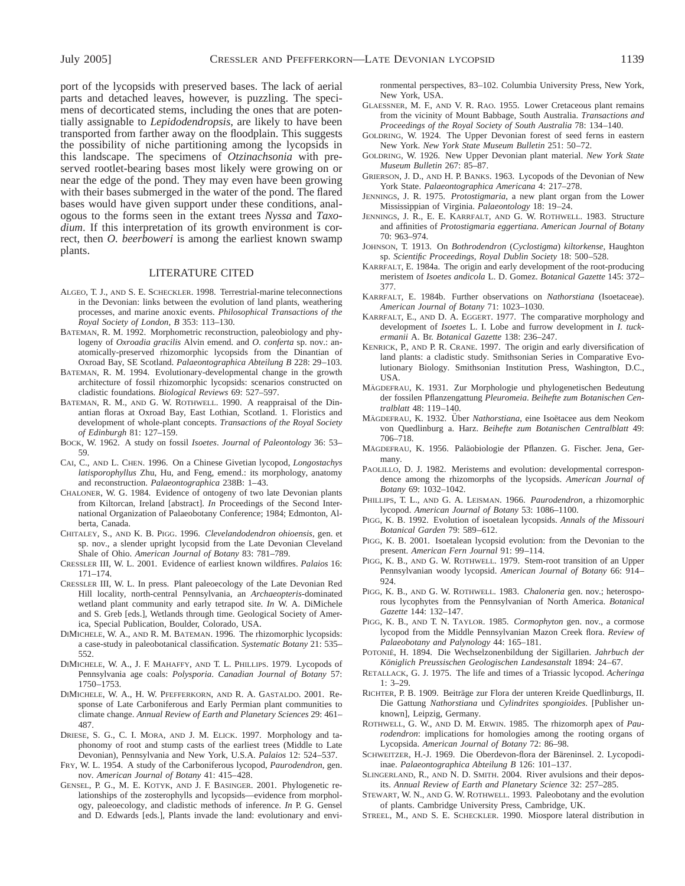port of the lycopsids with preserved bases. The lack of aerial parts and detached leaves, however, is puzzling. The specimens of decorticated stems, including the ones that are potentially assignable to *Lepidodendropsis*, are likely to have been transported from farther away on the floodplain. This suggests the possibility of niche partitioning among the lycopsids in this landscape. The specimens of *Otzinachsonia* with preserved rootlet-bearing bases most likely were growing on or near the edge of the pond. They may even have been growing with their bases submerged in the water of the pond. The flared bases would have given support under these conditions, analogous to the forms seen in the extant trees *Nyssa* and *Taxodium*. If this interpretation of its growth environment is correct, then *O. beerboweri* is among the earliest known swamp plants.

## LITERATURE CITED

Algeo, T. J., and S. E. Scheckler. 1998. Terrestrial-marine teleconnections in the Devonian: links between the evolution of land plants, weathering processes, and marine anoxic events. *Philosophical Transactions of the Royal Society of London, B* 353: 113–130.

Bateman, R. M. 1992. Morphometric reconstruction, paleobiology and phylogeny of *Oxroadia gracilis* Alvin emend. and *O. conferta* sp. nov.: anatomically-preserved rhizomorphic lycopsids from the Dinantian of Oxroad Bay, SE Scotland. *Palaeontographica Abteilung B* 228: 29–103.

Bateman, R. M. 1994. Evolutionary-developmental change in the growth architecture of fossil rhizomorphic lycopsids: scenarios constructed on cladistic foundations. *Biological Reviews* 69: 527–597.

Bateman, R. M., and G. W. Rothwell. 1990. A reappraisal of the Dinantian floras at Oxroad Bay, East Lothian, Scotland. 1. Floristics and development of whole-plant concepts. *Transactions of the Royal Society of Edinburgh* 81: 127–159.

Bock, W. 1962. A study on fossil *Isoetes*. *Journal of Paleontology* 36: 53–59.

Cai, C., and L. Chen. 1996. On a Chinese Givetian lycopod, *Longostachys latisporophyllus* Zhu, Hu, and Feng, emend.: its morphology, anatomy and reconstruction. *Palaeontographica* 238B: 1–43.

Chaloner, W. G. 1984. Evidence of ontogeny of two late Devonian plants from Kiltorcan, Ireland [abstract]. *In* Proceedings of the Second International Organization of Palaeobotany Conference; 1984; Edmonton, Alberta, Canada.

Chitaley, S., and K. B. Pigg. 1996. *Clevelandodendron ohioensis*, gen. et sp. nov., a slender upright lycopsid from the Late Devonian Cleveland Shale of Ohio. *American Journal of Botany* 83: 781–789.

Cressler III, W. L. 2001. Evidence of earliest known wildfires. *Palaios* 16: 171–174.

Cressler III, W. L. In press. Plant paleoecology of the Late Devonian Red Hill locality, north-central Pennsylvania, an *Archaeopteris*-dominated wetland plant community and early tetrapod site. *In* W. A. DiMichele and S. Greb [eds.], Wetlands through time. Geological Society of America, Special Publication, Boulder, Colorado, USA.

DiMichele, W. A., and R. M. Bateman. 1996. The rhizomorphic lycopsids: a case-study in paleobotanical classification. *Systematic Botany* 21: 535–552.

DiMichele, W. A., J. F. Mahaffy, and T. L. Phillips. 1979. Lycopods of Pennsylvania age coals: *Polysporia*. *Canadian Journal of Botany* 57: 1750–1753.

DiMichele, W. A., H. W. Pfefferkorn, and R. A. Gastaldo. 2001. Response of Late Carboniferous and Early Permian plant communities to climate change. *Annual Review of Earth and Planetary Sciences* 29: 461–487.

Driese, S. G., C. I. Mora, and J. M. Elick. 1997. Morphology and taphonomy of root and stump casts of the earliest trees (Middle to Late Devonian), Pennsylvania and New York, U.S.A. *Palaios* 12: 524–537.

Fry, W. L. 1954. A study of the Carboniferous lycopod, *Paurodendron*, gen. nov. *American Journal of Botany* 41: 415–428.

Gensel, P. G., M. E. Kotyk, and J. F. Basinger. 2001. Phylogenetic relationships of the zosterophylls and lycopsids—evidence from morphology, paleoecology, and cladistic methods of inference. *In* P. G. Gensel and D. Edwards [eds.], Plants invade the land: evolutionary and environmental perspectives, 83–102. Columbia University Press, New York, New York, USA.

Glaessner, M. F., and V. R. Rao. 1955. Lower Cretaceous plant remains from the vicinity of Mount Babbage, South Australia. *Transactions and Proceedings of the Royal Society of South Australia* 78: 134–140.

Goldring, W. 1924. The Upper Devonian forest of seed ferns in eastern New York. *New York State Museum Bulletin* 251: 50–72.

Goldring, W. 1926. New Upper Devonian plant material. *New York State Museum Bulletin* 267: 85–87.

Grierson, J. D., and H. P. Banks. 1963. Lycopods of the Devonian of New York State. *Palaeontographica Americana* 4: 217–278.

Jennings, J. R. 1975. *Protostigmaria*, a new plant organ from the Lower Mississippian of Virginia. *Palaeontology* 18: 19–24.

Jennings, J. R., E. E. Karrfalt, and G. W. Rothwell. 1983. Structure and affinities of *Protostigmaria eggertiana*. *American Journal of Botany* 70: 963–974.

Johnson, T. 1913. On *Bothrodendron* (*Cyclostigma*) *kiltorkense*, Haughton sp. *Scientific Proceedings, Royal Dublin Society* 18: 500–528.

Karrfalt, E. 1984a. The origin and early development of the root-producing meristem of *Isoetes andicola* L. D. Gomez. *Botanical Gazette* 145: 372–377.

Karrfalt, E. 1984b. Further observations on *Nathorstiana* (Isoetaceae). *American Journal of Botany* 71: 1023–1030.

Karrfalt, E., and D. A. Eggert. 1977. The comparative morphology and development of *Isoetes* L. I. Lobe and furrow development in *I. tuckermanii* A. Br. *Botanical Gazette* 138: 236–247.

Kenrick, P., and P. R. Crane. 1997. The origin and early diversification of land plants: a cladistic study. Smithsonian Series in Comparative Evolutionary Biology. Smithsonian Institution Press, Washington, D.C., USA.

Mägdefrau, K. 1931. Zur Morphologie und phylogenetischen Bedeutung der fossilen Pflanzengattung *Pleuromeia*. *Beihefte zum Botanischen Centralblatt* 48: 119–140.

Mägdefrau, K. 1932. Über *Nathorstiana*, eine Isoëtacee aus dem Neokom von Quedlinburg a. Harz. *Beihefte zum Botanischen Centralblatt* 49: 706–718.

Mägdefrau, K. 1956. Paläobiologie der Pflanzen. G. Fischer. Jena, Germany.

Paolillo, D. J. 1982. Meristems and evolution: developmental correspondence among the rhizomorphs of the lycopsids. *American Journal of Botany* 69: 1032–1042.

Phillips, T. L., and G. A. Leisman. 1966. *Paurodendron*, a rhizomorphic lycopod. *American Journal of Botany* 53: 1086–1100.

Pigg, K. B. 1992. Evolution of isoetalean lycopsids. *Annals of the Missouri Botanical Garden* 79: 589–612.

Pigg, K. B. 2001. Isoetalean lycopsid evolution: from the Devonian to the present. *American Fern Journal* 91: 99–114.

Pigg, K. B., and G. W. Rothwell. 1979. Stem-root transition of an Upper Pennsylvanian woody lycopsid. *American Journal of Botany* 66: 914–924.

Pigg, K. B., and G. W. Rothwell. 1983. *Chaloneria* gen. nov.; heterosporous lycophytes from the Pennsylvanian of North America. *Botanical Gazette* 144: 132–147.

Pigg, K. B., and T. N. Taylor. 1985. *Cormophyton* gen. nov., a cormose lycopod from the Middle Pennsylvanian Mazon Creek flora. *Review of Palaeobotany and Palynology* 44: 165–181.

Potonié, H. 1894. Die Wechselzonenbildung der Sigillarien. *Jahrbuch der Königlich Preussischen Geologischen Landesanstalt* 1894: 24–67.

Retallack, G. J. 1975. The life and times of a Triassic lycopod. *Acheringa* 1: 3–29.

Richter, P. B. 1909. Beiträge zur Flora der unteren Kreide Quedlinburgs, II. Die Gattung *Nathorstiana* und *Cylindrites spongioides*. [Publisher unknown], Leipzig, Germany.

Rothwell, G. W., and D. M. Erwin. 1985. The rhizomorph apex of *Paurodendron*: implications for homologies among the rooting organs of Lycopsida. *American Journal of Botany* 72: 86–98.

Schweitzer, H.-J. 1969. Die Oberdevon-flora der Bäreninsel. 2. Lycopodiinae. *Palaeontographica Abteilung B* 126: 101–137.

Slingerland, R., and N. D. Smith. 2004. River avulsions and their deposits. *Annual Review of Earth and Planetary Science* 32: 257–285.

Stewart, W. N., and G. W. Rothwell. 1993. Paleobotany and the evolution of plants. Cambridge University Press, Cambridge, UK.

Streel, M., and S. E. Scheckler. 1990. Miospore lateral distribution in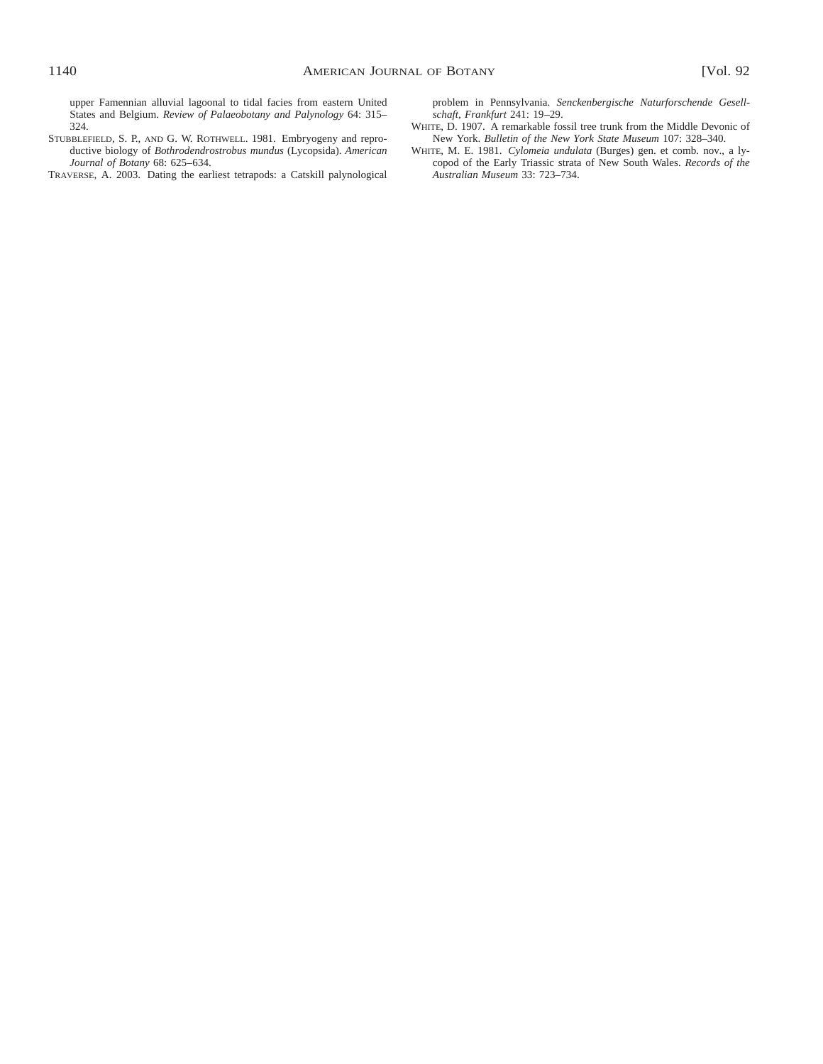upper Famennian alluvial lagoonal to tidal facies from eastern United States and Belgium. *Review of Palaeobotany and Palynology* 64: 315–324.

STUBBLEFIELD, S. P., AND G. W. ROTHWELL. 1981. Embryogeny and reproductive biology of *Bothrodendrostrobus mundus* (Lycopsida). *American Journal of Botany* 68: 625–634.

TRAVERSE, A. 2003. Dating the earliest tetrapods: a Catskill palynological problem in Pennsylvania. *Senckenbergische Naturforschende Gesellschaft, Frankfurt* 241: 19–29.

WHITE, D. 1907. A remarkable fossil tree trunk from the Middle Devonic of New York. *Bulletin of the New York State Museum* 107: 328–340.

WHITE, M. E. 1981. *Cylomeia undulata* (Burges) gen. et comb. nov., a lycopod of the Early Triassic strata of New South Wales. *Records of the Australian Museum* 33: 723–734.